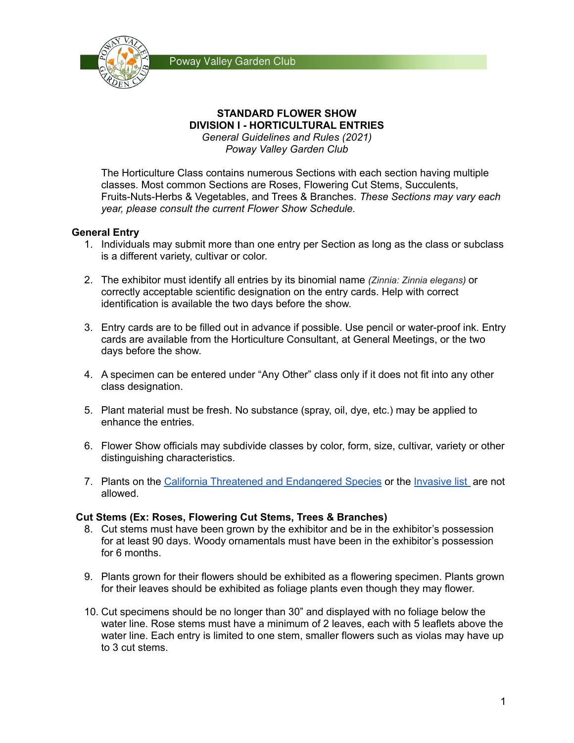Poway Valley Garden Club

# STANDARD FLOWER SHOW
# DIVISION I - HORTICULTURAL ENTRIES

*General Guidelines and Rules (2021)*
*Poway Valley Garden Club*

The Horticulture Class contains numerous Sections with each section having multiple classes. Most common Sections are Roses, Flowering Cut Stems, Succulents, Fruits-Nuts-Herbs & Vegetables, and Trees & Branches. *These Sections may vary each year, please consult the current Flower Show Schedule.*

## General Entry

1. Individuals may submit more than one entry per Section as long as the class or subclass is a different variety, cultivar or color.

2. The exhibitor must identify all entries by its binomial name *(Zinnia: Zinnia elegans)* or correctly acceptable scientific designation on the entry cards. Help with correct identification is available the two days before the show.

3. Entry cards are to be filled out in advance if possible. Use pencil or water-proof ink. Entry cards are available from the Horticulture Consultant, at General Meetings, or the two days before the show.

4. A specimen can be entered under "Any Other" class only if it does not fit into any other class designation.

5. Plant material must be fresh. No substance (spray, oil, dye, etc.) may be applied to enhance the entries.

6. Flower Show officials may subdivide classes by color, form, size, cultivar, variety or other distinguishing characteristics.

7. Plants on the California Threatened and Endangered Species or the Invasive list are not allowed.

## Cut Stems (Ex: Roses, Flowering Cut Stems, Trees & Branches)

8. Cut stems must have been grown by the exhibitor and be in the exhibitor's possession for at least 90 days. Woody ornamentals must have been in the exhibitor's possession for 6 months.

9. Plants grown for their flowers should be exhibited as a flowering specimen. Plants grown for their leaves should be exhibited as foliage plants even though they may flower.

10. Cut specimens should be no longer than 30" and displayed with no foliage below the water line. Rose stems must have a minimum of 2 leaves, each with 5 leaflets above the water line. Each entry is limited to one stem, smaller flowers such as violas may have up to 3 cut stems.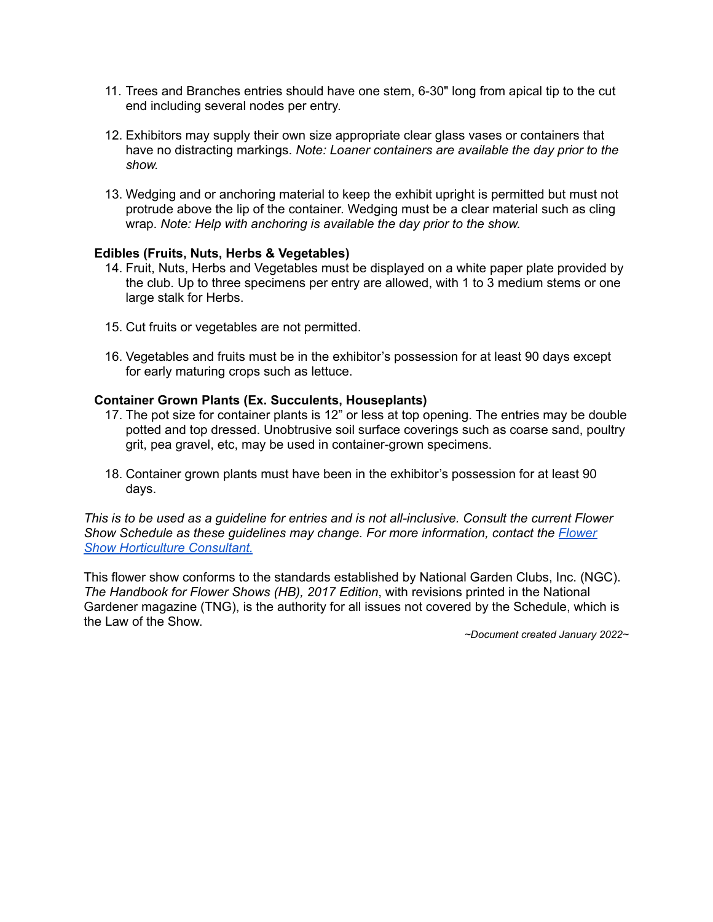11. Trees and Branches entries should have one stem, 6-30" long from apical tip to the cut end including several nodes per entry.

12. Exhibitors may supply their own size appropriate clear glass vases or containers that have no distracting markings. *Note: Loaner containers are available the day prior to the show.*

13. Wedging and or anchoring material to keep the exhibit upright is permitted but must not protrude above the lip of the container. Wedging must be a clear material such as cling wrap. *Note: Help with anchoring is available the day prior to the show.*

**Edibles (Fruits, Nuts, Herbs & Vegetables)**

14. Fruit, Nuts, Herbs and Vegetables must be displayed on a white paper plate provided by the club. Up to three specimens per entry are allowed, with 1 to 3 medium stems or one large stalk for Herbs.

15. Cut fruits or vegetables are not permitted.

16. Vegetables and fruits must be in the exhibitor's possession for at least 90 days except for early maturing crops such as lettuce.

**Container Grown Plants (Ex. Succulents, Houseplants)**

17. The pot size for container plants is 12" or less at top opening. The entries may be double potted and top dressed. Unobtrusive soil surface coverings such as coarse sand, poultry grit, pea gravel, etc, may be used in container-grown specimens.

18. Container grown plants must have been in the exhibitor's possession for at least 90 days.

*This is to be used as a guideline for entries and is not all-inclusive. Consult the current Flower Show Schedule as these guidelines may change. For more information, contact the [Flower Show Horticulture Consultant.]*

This flower show conforms to the standards established by National Garden Clubs, Inc. (NGC). *The Handbook for Flower Shows (HB), 2017 Edition*, with revisions printed in the National Gardener magazine (TNG), is the authority for all issues not covered by the Schedule, which is the Law of the Show.

*~Document created January 2022~*